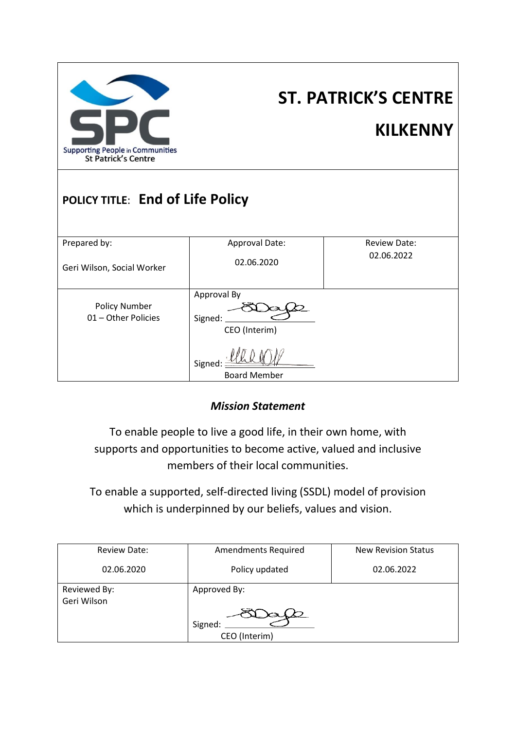Supporting People in Communities
St Patrick's Centre

# ST. PATRICK'S CENTRE KILKENNY

## POLICY TITLE: End of Life Policy

| Prepared by: Geri Wilson, Social Worker | Approval Date: 02.06.2020 | Review Date: 02.06.2022 |
|---|---|---|
| Policy Number 01 – Other Policies | Approval By<br>Signed: ____________<br>CEO (Interim)<br><br>Signed: ____________<br>Board Member | |

### *Mission Statement*

To enable people to live a good life, in their own home, with supports and opportunities to become active, valued and inclusive members of their local communities.

To enable a supported, self-directed living (SSDL) model of provision which is underpinned by our beliefs, values and vision.

| Review Date: 02.06.2020 | Amendments Required Policy updated | New Revision Status 02.06.2022 |
|---|---|---|
| Reviewed By: Geri Wilson | Approved By:<br>Signed: ____________<br>CEO (Interim) | |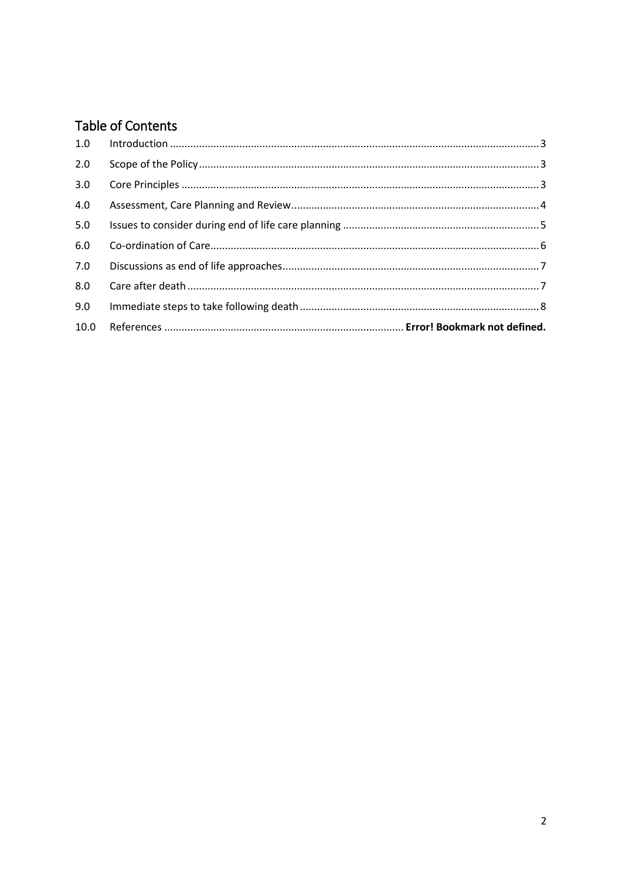## Table of Contents

| | | |
|---|---|---|
| 1.0 | Introduction | 3 |
| 2.0 | Scope of the Policy | 3 |
| 3.0 | Core Principles | 3 |
| 4.0 | Assessment, Care Planning and Review | 4 |
| 5.0 | Issues to consider during end of life care planning | 5 |
| 6.0 | Co-ordination of Care | 6 |
| 7.0 | Discussions as end of life approaches | 7 |
| 8.0 | Care after death | 7 |
| 9.0 | Immediate steps to take following death | 8 |
| 10.0 | References | **Error! Bookmark not defined.** |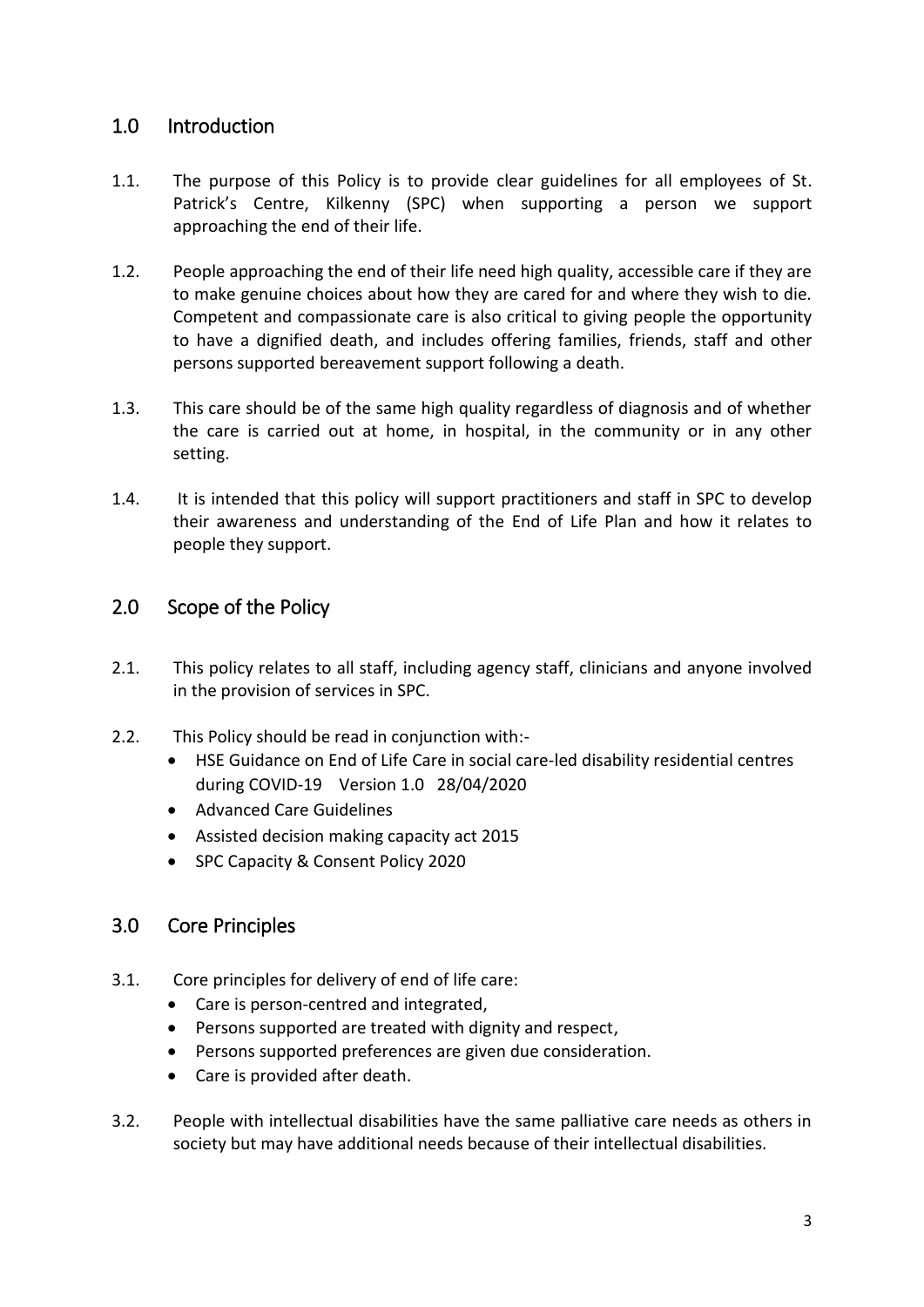## 1.0 Introduction

1.1. The purpose of this Policy is to provide clear guidelines for all employees of St. Patrick's Centre, Kilkenny (SPC) when supporting a person we support approaching the end of their life.

1.2. People approaching the end of their life need high quality, accessible care if they are to make genuine choices about how they are cared for and where they wish to die. Competent and compassionate care is also critical to giving people the opportunity to have a dignified death, and includes offering families, friends, staff and other persons supported bereavement support following a death.

1.3. This care should be of the same high quality regardless of diagnosis and of whether the care is carried out at home, in hospital, in the community or in any other setting.

1.4. It is intended that this policy will support practitioners and staff in SPC to develop their awareness and understanding of the End of Life Plan and how it relates to people they support.

## 2.0 Scope of the Policy

2.1. This policy relates to all staff, including agency staff, clinicians and anyone involved in the provision of services in SPC.

2.2. This Policy should be read in conjunction with:-

- HSE Guidance on End of Life Care in social care-led disability residential centres during COVID-19 Version 1.0 28/04/2020
- Advanced Care Guidelines
- Assisted decision making capacity act 2015
- SPC Capacity & Consent Policy 2020

## 3.0 Core Principles

3.1. Core principles for delivery of end of life care:

- Care is person-centred and integrated,
- Persons supported are treated with dignity and respect,
- Persons supported preferences are given due consideration.
- Care is provided after death.

3.2. People with intellectual disabilities have the same palliative care needs as others in society but may have additional needs because of their intellectual disabilities.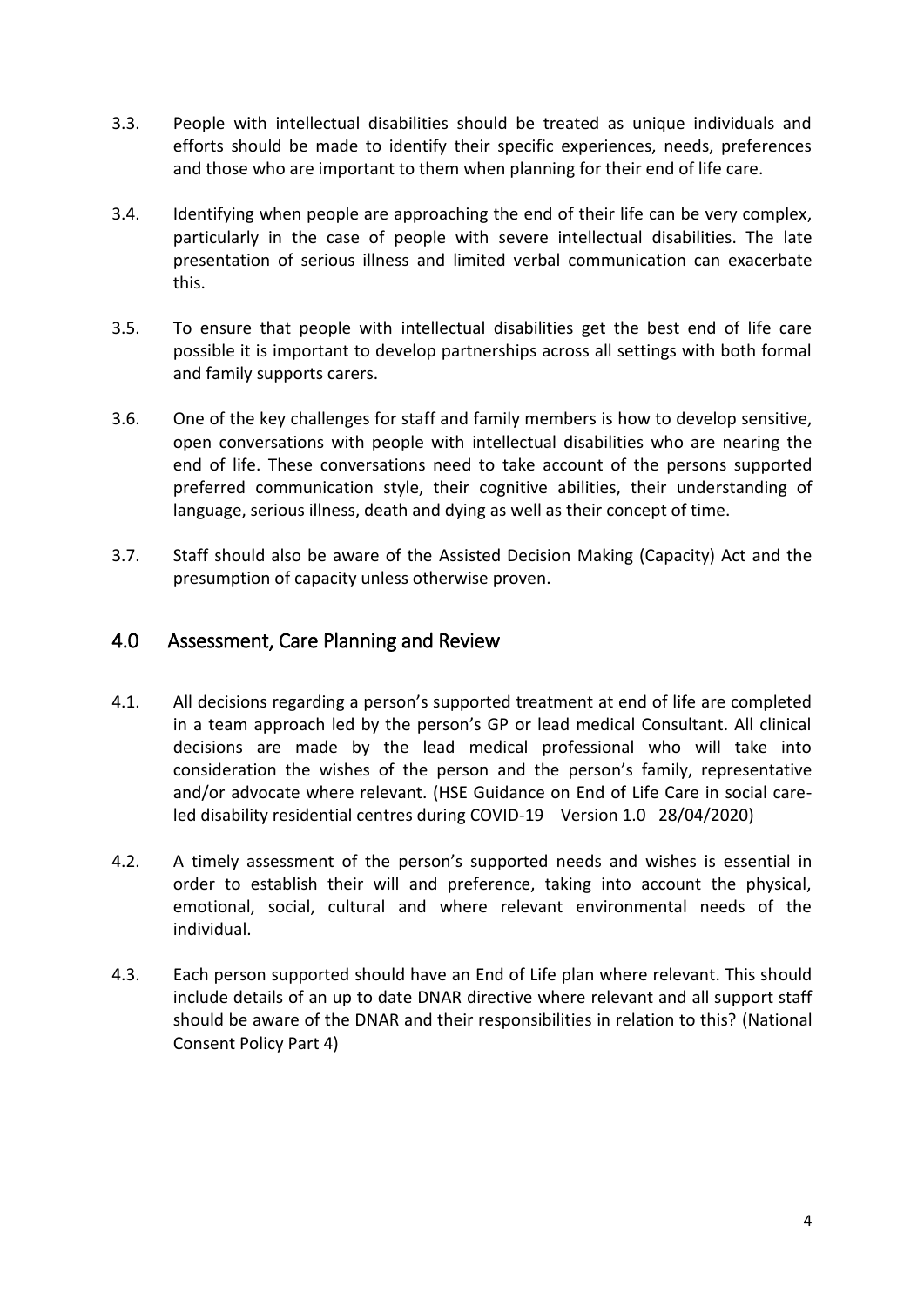3.3. People with intellectual disabilities should be treated as unique individuals and efforts should be made to identify their specific experiences, needs, preferences and those who are important to them when planning for their end of life care.

3.4. Identifying when people are approaching the end of their life can be very complex, particularly in the case of people with severe intellectual disabilities. The late presentation of serious illness and limited verbal communication can exacerbate this.

3.5. To ensure that people with intellectual disabilities get the best end of life care possible it is important to develop partnerships across all settings with both formal and family supports carers.

3.6. One of the key challenges for staff and family members is how to develop sensitive, open conversations with people with intellectual disabilities who are nearing the end of life. These conversations need to take account of the persons supported preferred communication style, their cognitive abilities, their understanding of language, serious illness, death and dying as well as their concept of time.

3.7. Staff should also be aware of the Assisted Decision Making (Capacity) Act and the presumption of capacity unless otherwise proven.

## 4.0 Assessment, Care Planning and Review

4.1. All decisions regarding a person's supported treatment at end of life are completed in a team approach led by the person's GP or lead medical Consultant. All clinical decisions are made by the lead medical professional who will take into consideration the wishes of the person and the person's family, representative and/or advocate where relevant. (HSE Guidance on End of Life Care in social care-led disability residential centres during COVID-19 Version 1.0 28/04/2020)

4.2. A timely assessment of the person's supported needs and wishes is essential in order to establish their will and preference, taking into account the physical, emotional, social, cultural and where relevant environmental needs of the individual.

4.3. Each person supported should have an End of Life plan where relevant. This should include details of an up to date DNAR directive where relevant and all support staff should be aware of the DNAR and their responsibilities in relation to this? (National Consent Policy Part 4)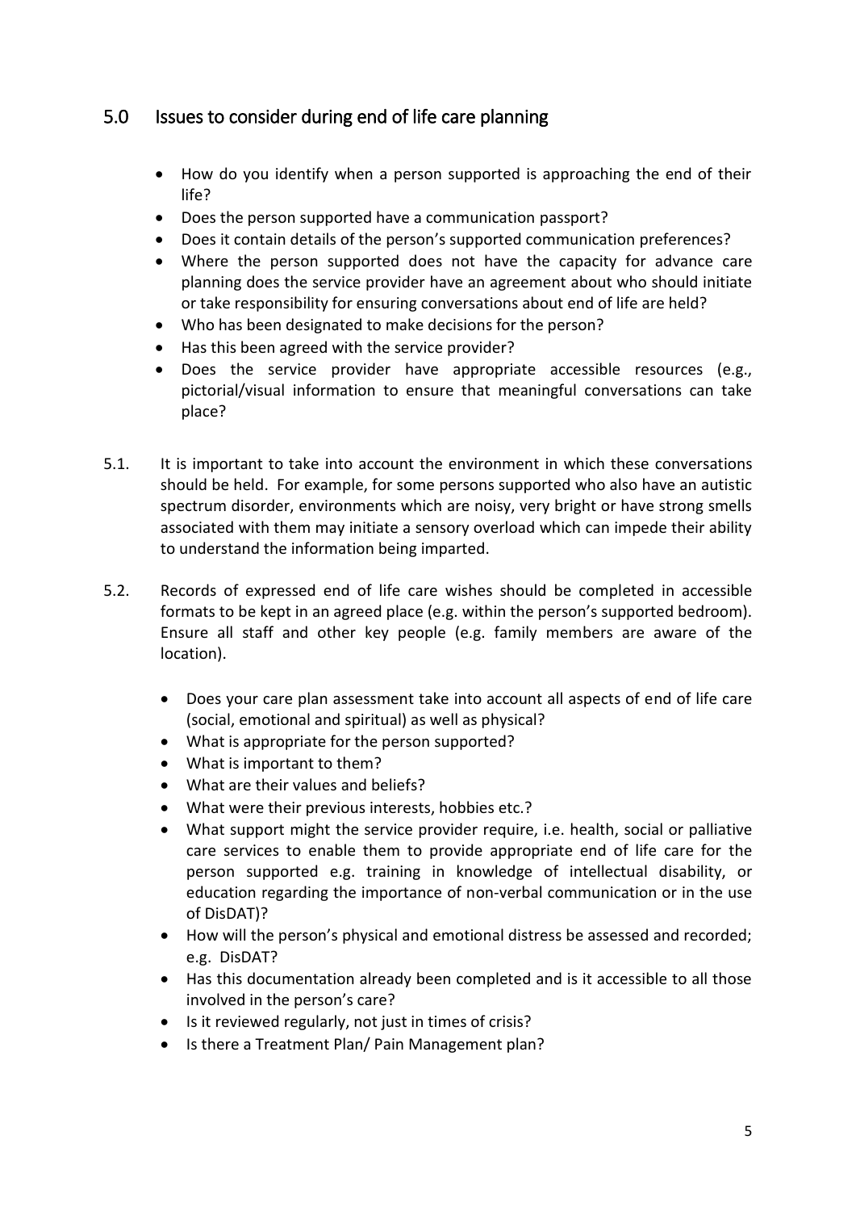## 5.0 Issues to consider during end of life care planning

- How do you identify when a person supported is approaching the end of their life?
- Does the person supported have a communication passport?
- Does it contain details of the person's supported communication preferences?
- Where the person supported does not have the capacity for advance care planning does the service provider have an agreement about who should initiate or take responsibility for ensuring conversations about end of life are held?
- Who has been designated to make decisions for the person?
- Has this been agreed with the service provider?
- Does the service provider have appropriate accessible resources (e.g., pictorial/visual information to ensure that meaningful conversations can take place?

5.1. It is important to take into account the environment in which these conversations should be held. For example, for some persons supported who also have an autistic spectrum disorder, environments which are noisy, very bright or have strong smells associated with them may initiate a sensory overload which can impede their ability to understand the information being imparted.

5.2. Records of expressed end of life care wishes should be completed in accessible formats to be kept in an agreed place (e.g. within the person's supported bedroom). Ensure all staff and other key people (e.g. family members are aware of the location).

- Does your care plan assessment take into account all aspects of end of life care (social, emotional and spiritual) as well as physical?
- What is appropriate for the person supported?
- What is important to them?
- What are their values and beliefs?
- What were their previous interests, hobbies etc.?
- What support might the service provider require, i.e. health, social or palliative care services to enable them to provide appropriate end of life care for the person supported e.g. training in knowledge of intellectual disability, or education regarding the importance of non-verbal communication or in the use of DisDAT)?
- How will the person's physical and emotional distress be assessed and recorded; e.g. DisDAT?
- Has this documentation already been completed and is it accessible to all those involved in the person's care?
- Is it reviewed regularly, not just in times of crisis?
- Is there a Treatment Plan/ Pain Management plan?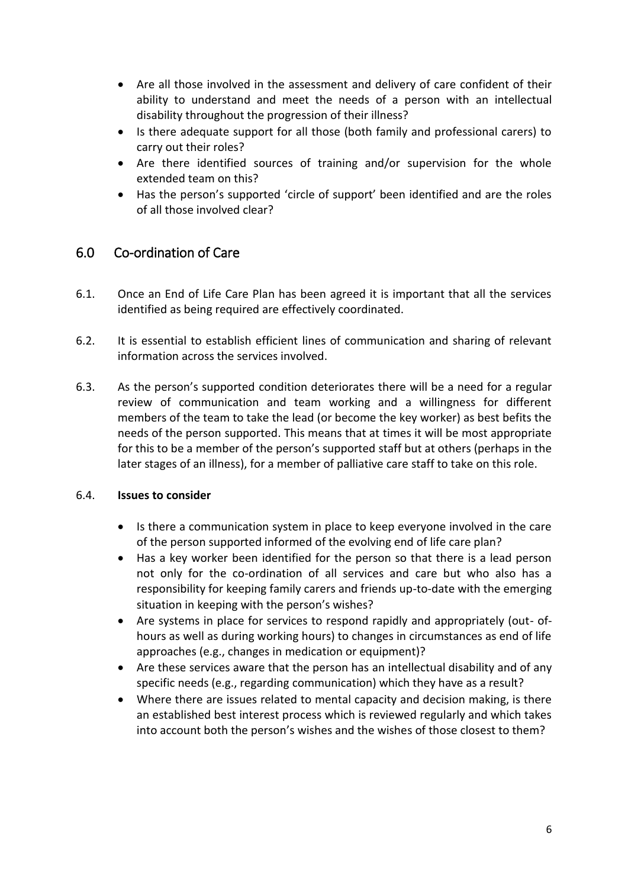- Are all those involved in the assessment and delivery of care confident of their ability to understand and meet the needs of a person with an intellectual disability throughout the progression of their illness?
- Is there adequate support for all those (both family and professional carers) to carry out their roles?
- Are there identified sources of training and/or supervision for the whole extended team on this?
- Has the person's supported 'circle of support' been identified and are the roles of all those involved clear?

## 6.0 Co-ordination of Care

6.1. Once an End of Life Care Plan has been agreed it is important that all the services identified as being required are effectively coordinated.

6.2. It is essential to establish efficient lines of communication and sharing of relevant information across the services involved.

6.3. As the person's supported condition deteriorates there will be a need for a regular review of communication and team working and a willingness for different members of the team to take the lead (or become the key worker) as best befits the needs of the person supported. This means that at times it will be most appropriate for this to be a member of the person's supported staff but at others (perhaps in the later stages of an illness), for a member of palliative care staff to take on this role.

6.4. **Issues to consider**

- Is there a communication system in place to keep everyone involved in the care of the person supported informed of the evolving end of life care plan?
- Has a key worker been identified for the person so that there is a lead person not only for the co-ordination of all services and care but who also has a responsibility for keeping family carers and friends up-to-date with the emerging situation in keeping with the person's wishes?
- Are systems in place for services to respond rapidly and appropriately (out- of-hours as well as during working hours) to changes in circumstances as end of life approaches (e.g., changes in medication or equipment)?
- Are these services aware that the person has an intellectual disability and of any specific needs (e.g., regarding communication) which they have as a result?
- Where there are issues related to mental capacity and decision making, is there an established best interest process which is reviewed regularly and which takes into account both the person's wishes and the wishes of those closest to them?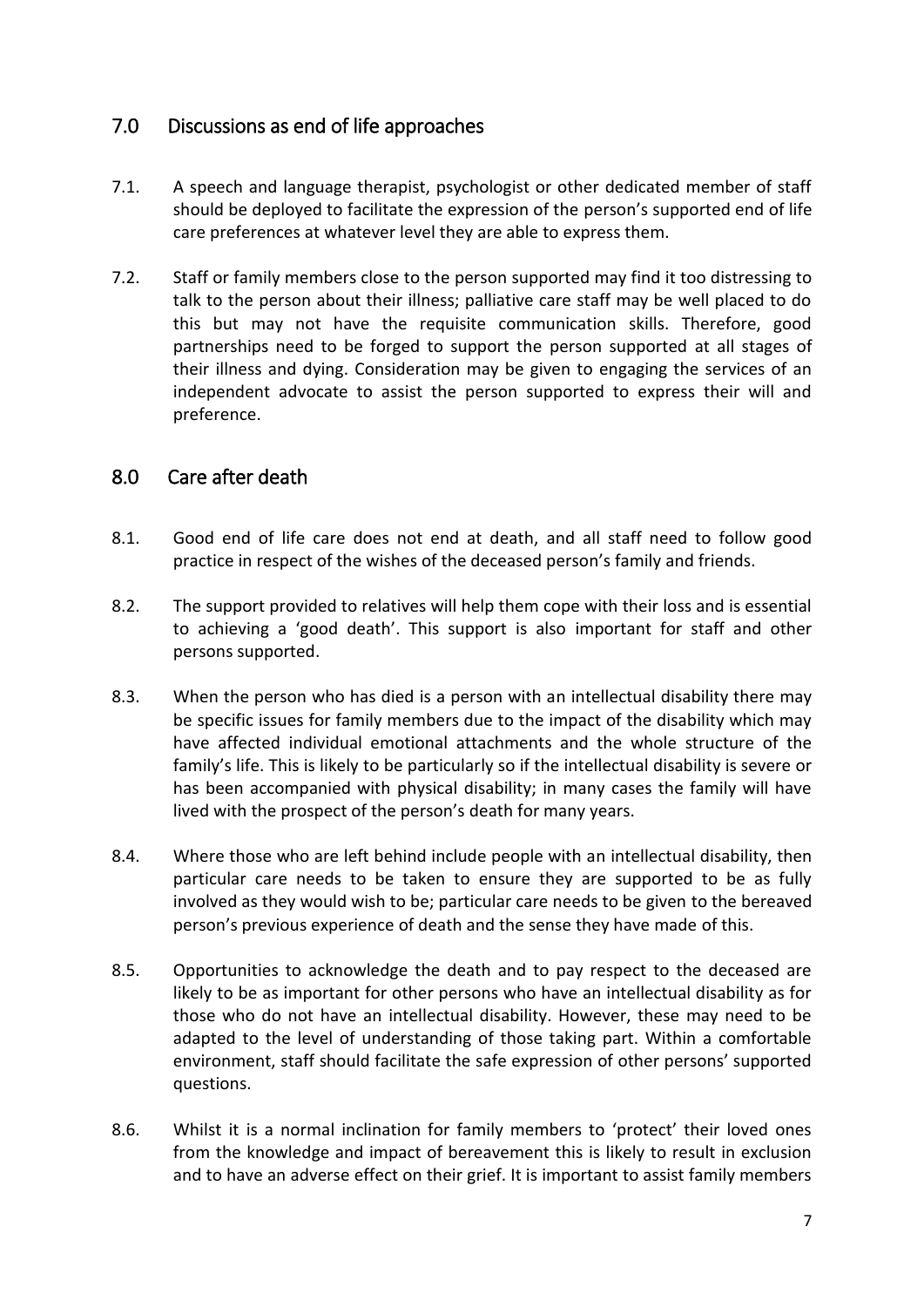## 7.0 Discussions as end of life approaches

7.1. A speech and language therapist, psychologist or other dedicated member of staff should be deployed to facilitate the expression of the person's supported end of life care preferences at whatever level they are able to express them.

7.2. Staff or family members close to the person supported may find it too distressing to talk to the person about their illness; palliative care staff may be well placed to do this but may not have the requisite communication skills. Therefore, good partnerships need to be forged to support the person supported at all stages of their illness and dying. Consideration may be given to engaging the services of an independent advocate to assist the person supported to express their will and preference.

## 8.0 Care after death

8.1. Good end of life care does not end at death, and all staff need to follow good practice in respect of the wishes of the deceased person's family and friends.

8.2. The support provided to relatives will help them cope with their loss and is essential to achieving a 'good death'. This support is also important for staff and other persons supported.

8.3. When the person who has died is a person with an intellectual disability there may be specific issues for family members due to the impact of the disability which may have affected individual emotional attachments and the whole structure of the family's life. This is likely to be particularly so if the intellectual disability is severe or has been accompanied with physical disability; in many cases the family will have lived with the prospect of the person's death for many years.

8.4. Where those who are left behind include people with an intellectual disability, then particular care needs to be taken to ensure they are supported to be as fully involved as they would wish to be; particular care needs to be given to the bereaved person's previous experience of death and the sense they have made of this.

8.5. Opportunities to acknowledge the death and to pay respect to the deceased are likely to be as important for other persons who have an intellectual disability as for those who do not have an intellectual disability. However, these may need to be adapted to the level of understanding of those taking part. Within a comfortable environment, staff should facilitate the safe expression of other persons' supported questions.

8.6. Whilst it is a normal inclination for family members to 'protect' their loved ones from the knowledge and impact of bereavement this is likely to result in exclusion and to have an adverse effect on their grief. It is important to assist family members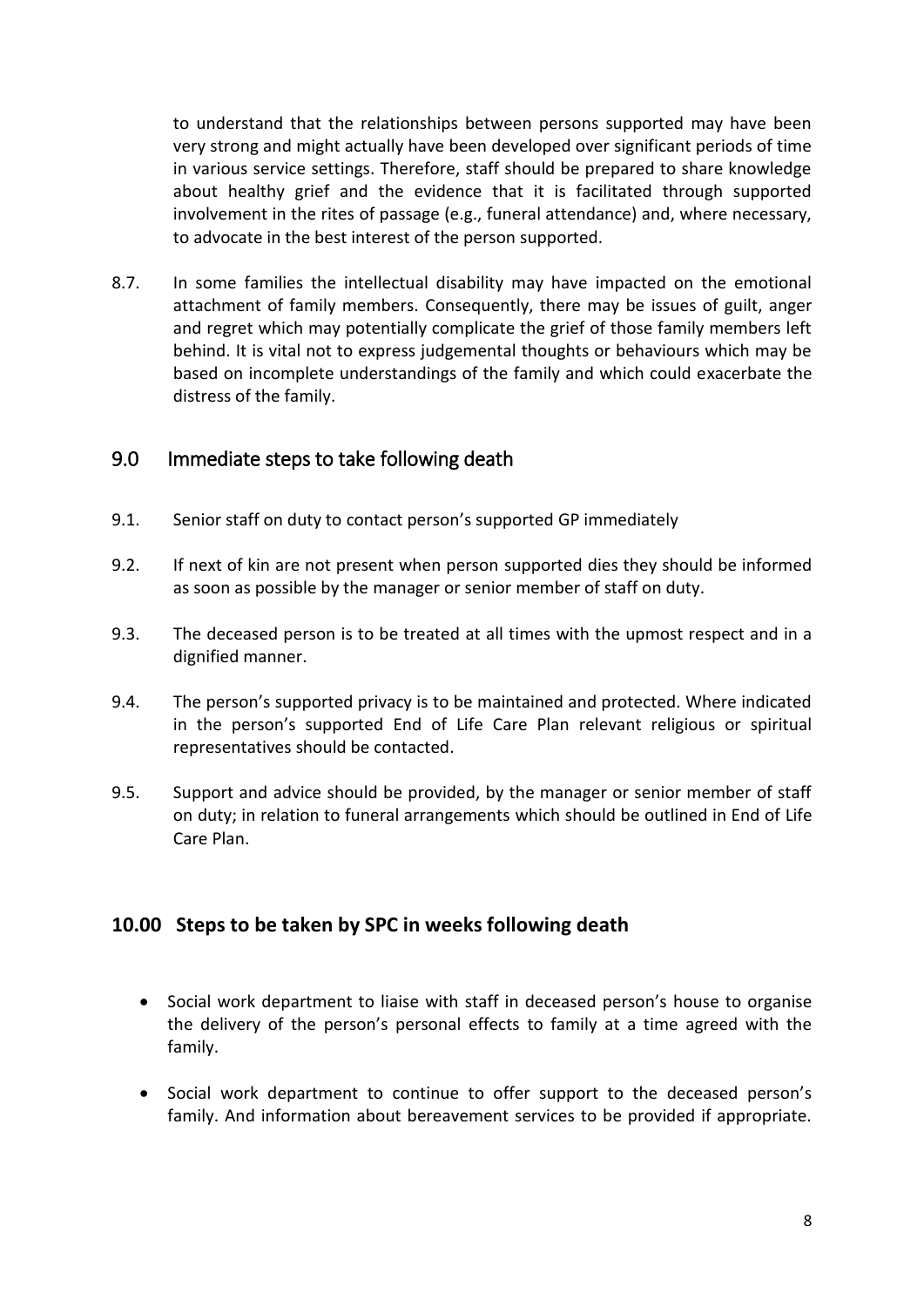to understand that the relationships between persons supported may have been very strong and might actually have been developed over significant periods of time in various service settings. Therefore, staff should be prepared to share knowledge about healthy grief and the evidence that it is facilitated through supported involvement in the rites of passage (e.g., funeral attendance) and, where necessary, to advocate in the best interest of the person supported.

8.7. In some families the intellectual disability may have impacted on the emotional attachment of family members. Consequently, there may be issues of guilt, anger and regret which may potentially complicate the grief of those family members left behind. It is vital not to express judgemental thoughts or behaviours which may be based on incomplete understandings of the family and which could exacerbate the distress of the family.

## 9.0 Immediate steps to take following death

9.1. Senior staff on duty to contact person's supported GP immediately

9.2. If next of kin are not present when person supported dies they should be informed as soon as possible by the manager or senior member of staff on duty.

9.3. The deceased person is to be treated at all times with the upmost respect and in a dignified manner.

9.4. The person's supported privacy is to be maintained and protected. Where indicated in the person's supported End of Life Care Plan relevant religious or spiritual representatives should be contacted.

9.5. Support and advice should be provided, by the manager or senior member of staff on duty; in relation to funeral arrangements which should be outlined in End of Life Care Plan.

## 10.00 Steps to be taken by SPC in weeks following death

- Social work department to liaise with staff in deceased person's house to organise the delivery of the person's personal effects to family at a time agreed with the family.
- Social work department to continue to offer support to the deceased person's family. And information about bereavement services to be provided if appropriate.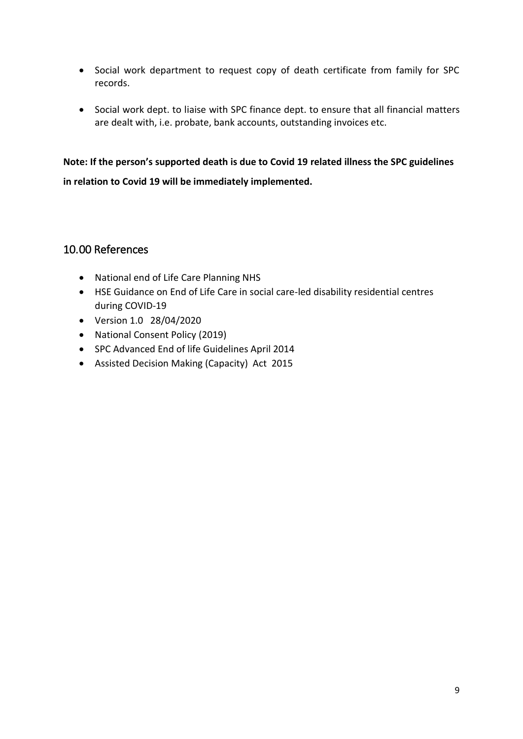- Social work department to request copy of death certificate from family for SPC records.
- Social work dept. to liaise with SPC finance dept. to ensure that all financial matters are dealt with, i.e. probate, bank accounts, outstanding invoices etc.

**Note: If the person's supported death is due to Covid 19 related illness the SPC guidelines in relation to Covid 19 will be immediately implemented.**

## 10.00 References

- National end of Life Care Planning NHS
- HSE Guidance on End of Life Care in social care-led disability residential centres during COVID-19
- Version 1.0 28/04/2020
- National Consent Policy (2019)
- SPC Advanced End of life Guidelines April 2014
- Assisted Decision Making (Capacity) Act 2015